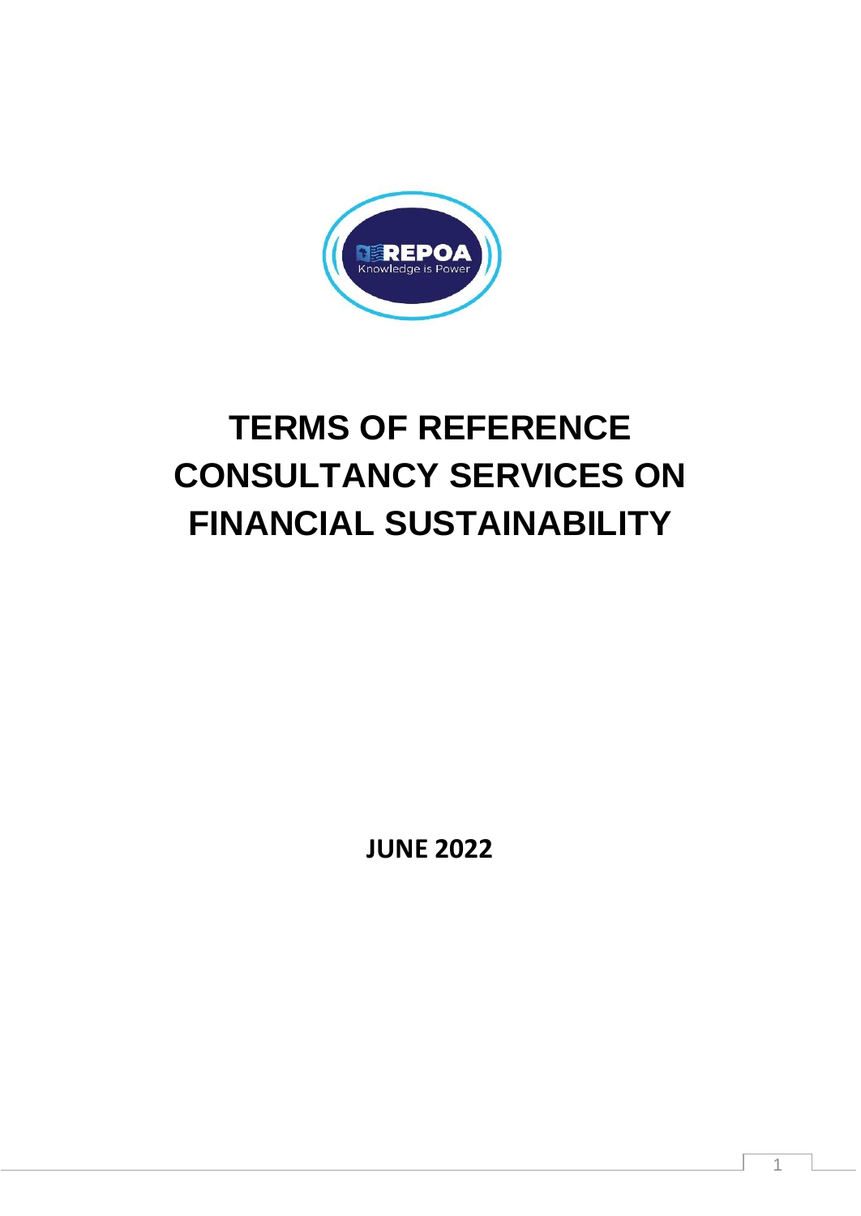# TERMS OF REFERENCE CONSULTANCY SERVICES ON FINANCIAL SUSTAINABILITY

**JUNE 2022**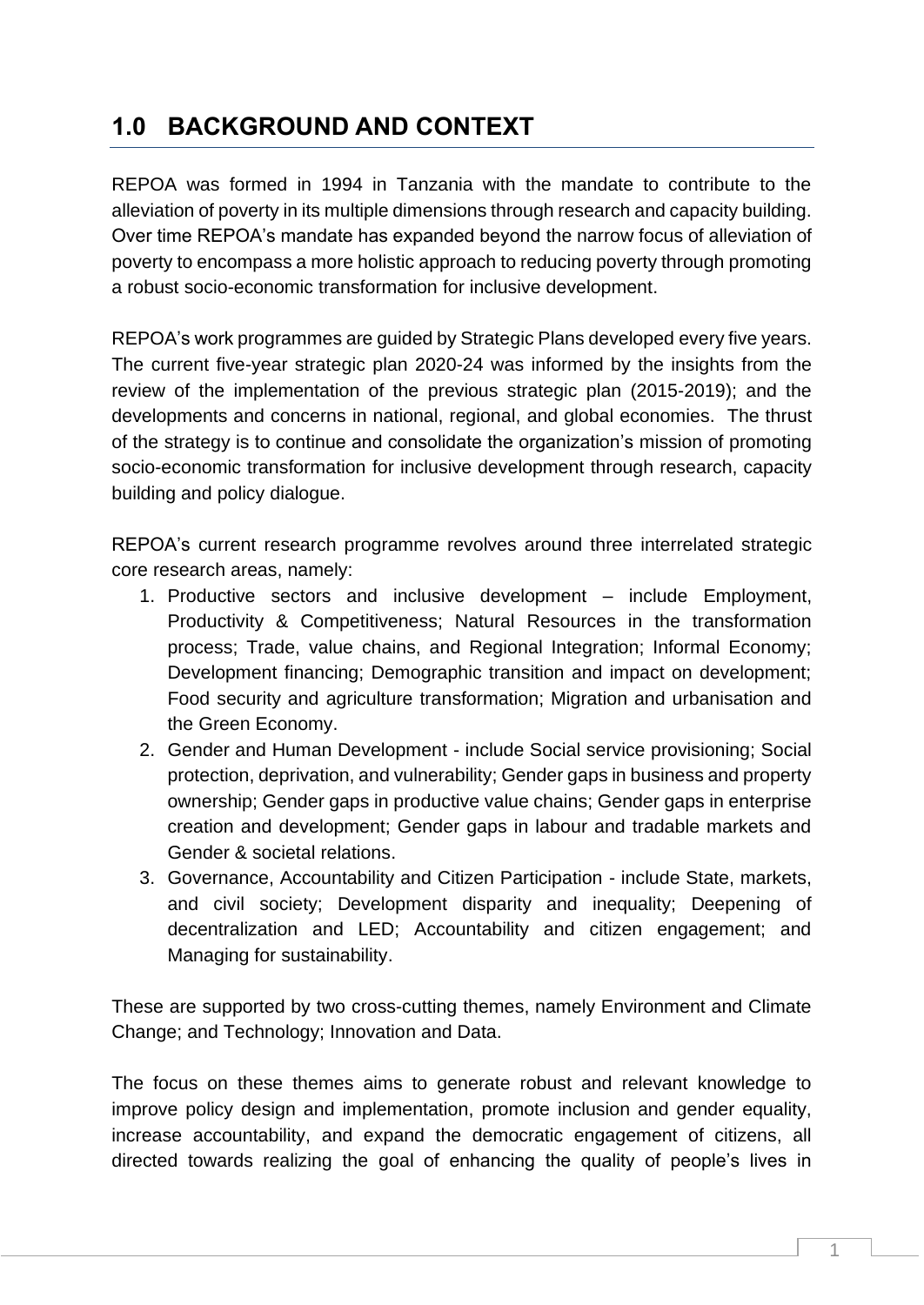# 1.0 BACKGROUND AND CONTEXT

REPOA was formed in 1994 in Tanzania with the mandate to contribute to the alleviation of poverty in its multiple dimensions through research and capacity building. Over time REPOA's mandate has expanded beyond the narrow focus of alleviation of poverty to encompass a more holistic approach to reducing poverty through promoting a robust socio-economic transformation for inclusive development.

REPOA's work programmes are guided by Strategic Plans developed every five years. The current five-year strategic plan 2020-24 was informed by the insights from the review of the implementation of the previous strategic plan (2015-2019); and the developments and concerns in national, regional, and global economies. The thrust of the strategy is to continue and consolidate the organization's mission of promoting socio-economic transformation for inclusive development through research, capacity building and policy dialogue.

REPOA's current research programme revolves around three interrelated strategic core research areas, namely:

1. Productive sectors and inclusive development – include Employment, Productivity & Competitiveness; Natural Resources in the transformation process; Trade, value chains, and Regional Integration; Informal Economy; Development financing; Demographic transition and impact on development; Food security and agriculture transformation; Migration and urbanisation and the Green Economy.
2. Gender and Human Development - include Social service provisioning; Social protection, deprivation, and vulnerability; Gender gaps in business and property ownership; Gender gaps in productive value chains; Gender gaps in enterprise creation and development; Gender gaps in labour and tradable markets and Gender & societal relations.
3. Governance, Accountability and Citizen Participation - include State, markets, and civil society; Development disparity and inequality; Deepening of decentralization and LED; Accountability and citizen engagement; and Managing for sustainability.

These are supported by two cross-cutting themes, namely Environment and Climate Change; and Technology; Innovation and Data.

The focus on these themes aims to generate robust and relevant knowledge to improve policy design and implementation, promote inclusion and gender equality, increase accountability, and expand the democratic engagement of citizens, all directed towards realizing the goal of enhancing the quality of people's lives in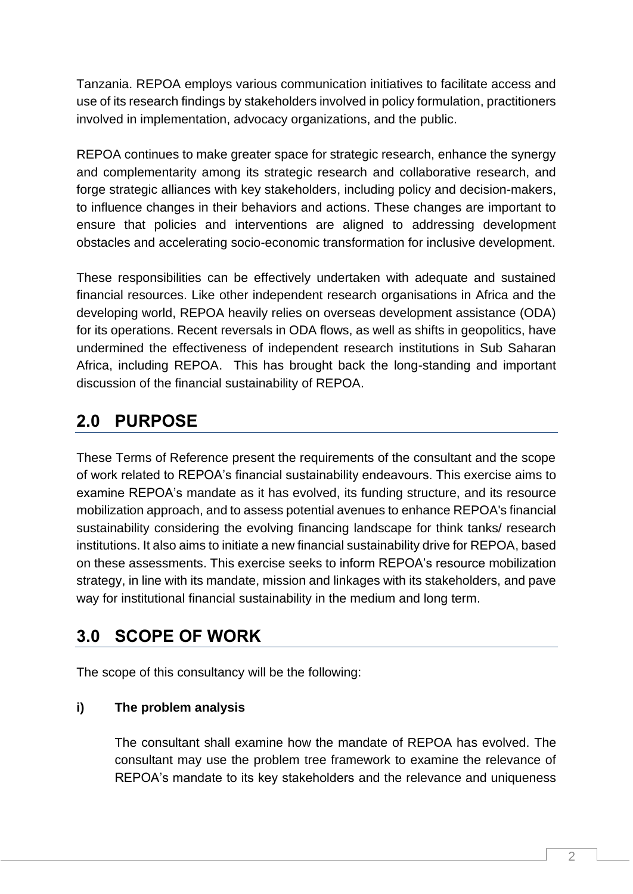Tanzania. REPOA employs various communication initiatives to facilitate access and use of its research findings by stakeholders involved in policy formulation, practitioners involved in implementation, advocacy organizations, and the public.

REPOA continues to make greater space for strategic research, enhance the synergy and complementarity among its strategic research and collaborative research, and forge strategic alliances with key stakeholders, including policy and decision-makers, to influence changes in their behaviors and actions. These changes are important to ensure that policies and interventions are aligned to addressing development obstacles and accelerating socio-economic transformation for inclusive development.

These responsibilities can be effectively undertaken with adequate and sustained financial resources. Like other independent research organisations in Africa and the developing world, REPOA heavily relies on overseas development assistance (ODA) for its operations. Recent reversals in ODA flows, as well as shifts in geopolitics, have undermined the effectiveness of independent research institutions in Sub Saharan Africa, including REPOA. This has brought back the long-standing and important discussion of the financial sustainability of REPOA.

## 2.0 PURPOSE

These Terms of Reference present the requirements of the consultant and the scope of work related to REPOA's financial sustainability endeavours. This exercise aims to examine REPOA's mandate as it has evolved, its funding structure, and its resource mobilization approach, and to assess potential avenues to enhance REPOA's financial sustainability considering the evolving financing landscape for think tanks/ research institutions. It also aims to initiate a new financial sustainability drive for REPOA, based on these assessments. This exercise seeks to inform REPOA's resource mobilization strategy, in line with its mandate, mission and linkages with its stakeholders, and pave way for institutional financial sustainability in the medium and long term.

## 3.0 SCOPE OF WORK

The scope of this consultancy will be the following:

**i) The problem analysis**

The consultant shall examine how the mandate of REPOA has evolved. The consultant may use the problem tree framework to examine the relevance of REPOA's mandate to its key stakeholders and the relevance and uniqueness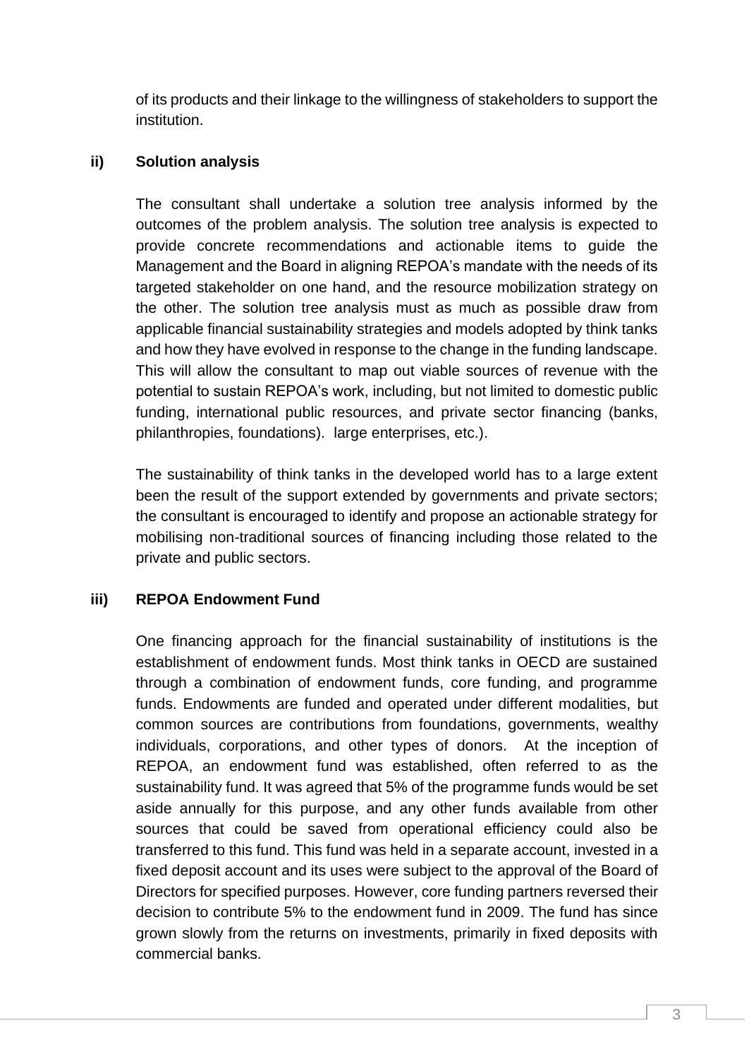of its products and their linkage to the willingness of stakeholders to support the institution.

**ii) Solution analysis**

The consultant shall undertake a solution tree analysis informed by the outcomes of the problem analysis. The solution tree analysis is expected to provide concrete recommendations and actionable items to guide the Management and the Board in aligning REPOA's mandate with the needs of its targeted stakeholder on one hand, and the resource mobilization strategy on the other. The solution tree analysis must as much as possible draw from applicable financial sustainability strategies and models adopted by think tanks and how they have evolved in response to the change in the funding landscape. This will allow the consultant to map out viable sources of revenue with the potential to sustain REPOA's work, including, but not limited to domestic public funding, international public resources, and private sector financing (banks, philanthropies, foundations). large enterprises, etc.).

The sustainability of think tanks in the developed world has to a large extent been the result of the support extended by governments and private sectors; the consultant is encouraged to identify and propose an actionable strategy for mobilising non-traditional sources of financing including those related to the private and public sectors.

**iii) REPOA Endowment Fund**

One financing approach for the financial sustainability of institutions is the establishment of endowment funds. Most think tanks in OECD are sustained through a combination of endowment funds, core funding, and programme funds. Endowments are funded and operated under different modalities, but common sources are contributions from foundations, governments, wealthy individuals, corporations, and other types of donors. At the inception of REPOA, an endowment fund was established, often referred to as the sustainability fund. It was agreed that 5% of the programme funds would be set aside annually for this purpose, and any other funds available from other sources that could be saved from operational efficiency could also be transferred to this fund. This fund was held in a separate account, invested in a fixed deposit account and its uses were subject to the approval of the Board of Directors for specified purposes. However, core funding partners reversed their decision to contribute 5% to the endowment fund in 2009. The fund has since grown slowly from the returns on investments, primarily in fixed deposits with commercial banks.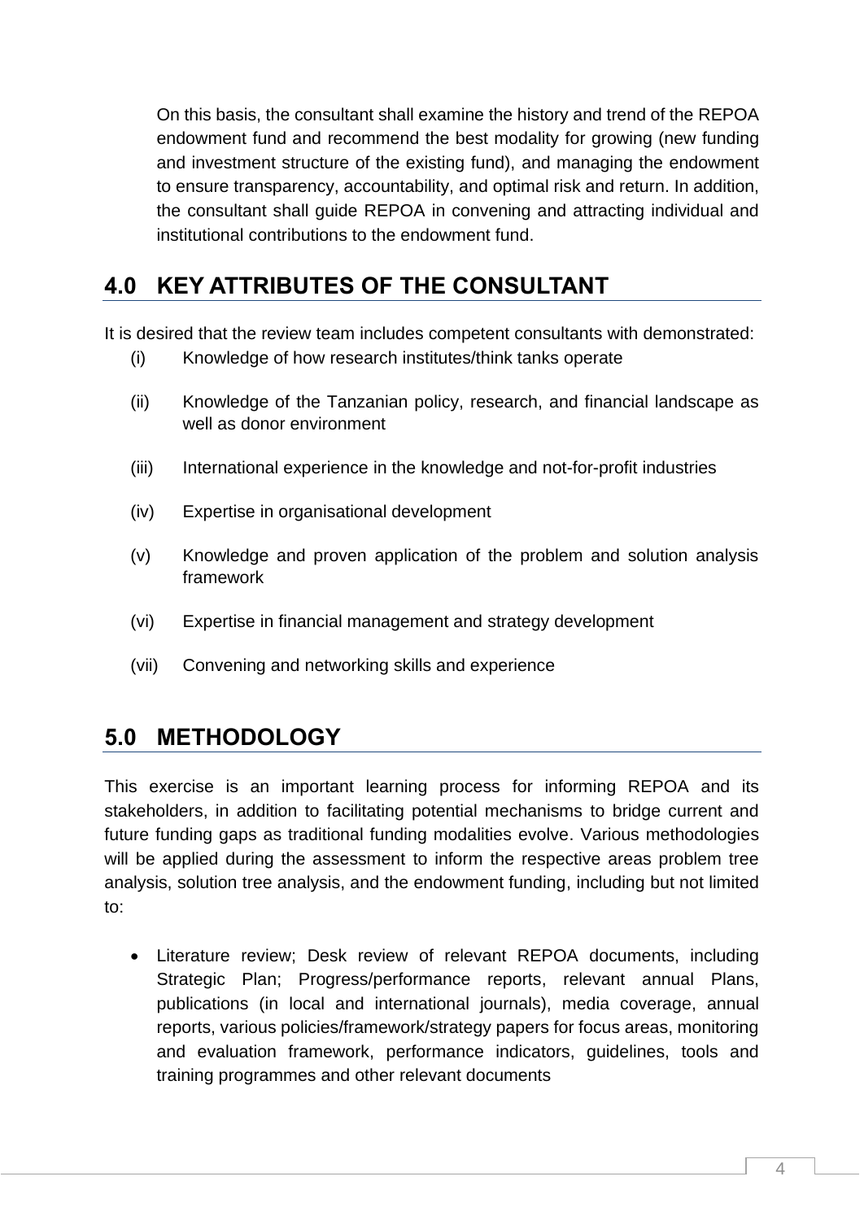On this basis, the consultant shall examine the history and trend of the REPOA endowment fund and recommend the best modality for growing (new funding and investment structure of the existing fund), and managing the endowment to ensure transparency, accountability, and optimal risk and return. In addition, the consultant shall guide REPOA in convening and attracting individual and institutional contributions to the endowment fund.

## 4.0 KEY ATTRIBUTES OF THE CONSULTANT

It is desired that the review team includes competent consultants with demonstrated:

(i) Knowledge of how research institutes/think tanks operate

(ii) Knowledge of the Tanzanian policy, research, and financial landscape as well as donor environment

(iii) International experience in the knowledge and not-for-profit industries

(iv) Expertise in organisational development

(v) Knowledge and proven application of the problem and solution analysis framework

(vi) Expertise in financial management and strategy development

(vii) Convening and networking skills and experience

## 5.0 METHODOLOGY

This exercise is an important learning process for informing REPOA and its stakeholders, in addition to facilitating potential mechanisms to bridge current and future funding gaps as traditional funding modalities evolve. Various methodologies will be applied during the assessment to inform the respective areas problem tree analysis, solution tree analysis, and the endowment funding, including but not limited to:

- Literature review; Desk review of relevant REPOA documents, including Strategic Plan; Progress/performance reports, relevant annual Plans, publications (in local and international journals), media coverage, annual reports, various policies/framework/strategy papers for focus areas, monitoring and evaluation framework, performance indicators, guidelines, tools and training programmes and other relevant documents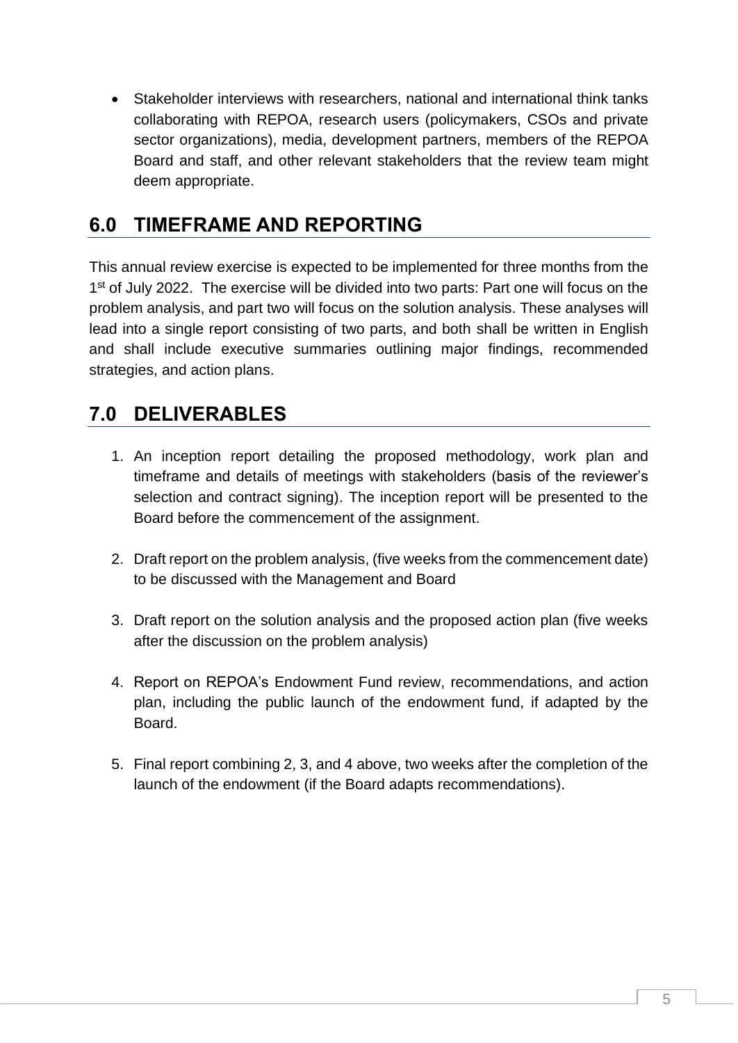- Stakeholder interviews with researchers, national and international think tanks collaborating with REPOA, research users (policymakers, CSOs and private sector organizations), media, development partners, members of the REPOA Board and staff, and other relevant stakeholders that the review team might deem appropriate.

## 6.0 TIMEFRAME AND REPORTING

This annual review exercise is expected to be implemented for three months from the 1st of July 2022. The exercise will be divided into two parts: Part one will focus on the problem analysis, and part two will focus on the solution analysis. These analyses will lead into a single report consisting of two parts, and both shall be written in English and shall include executive summaries outlining major findings, recommended strategies, and action plans.

## 7.0 DELIVERABLES

1. An inception report detailing the proposed methodology, work plan and timeframe and details of meetings with stakeholders (basis of the reviewer's selection and contract signing). The inception report will be presented to the Board before the commencement of the assignment.

2. Draft report on the problem analysis, (five weeks from the commencement date) to be discussed with the Management and Board

3. Draft report on the solution analysis and the proposed action plan (five weeks after the discussion on the problem analysis)

4. Report on REPOA's Endowment Fund review, recommendations, and action plan, including the public launch of the endowment fund, if adapted by the Board.

5. Final report combining 2, 3, and 4 above, two weeks after the completion of the launch of the endowment (if the Board adapts recommendations).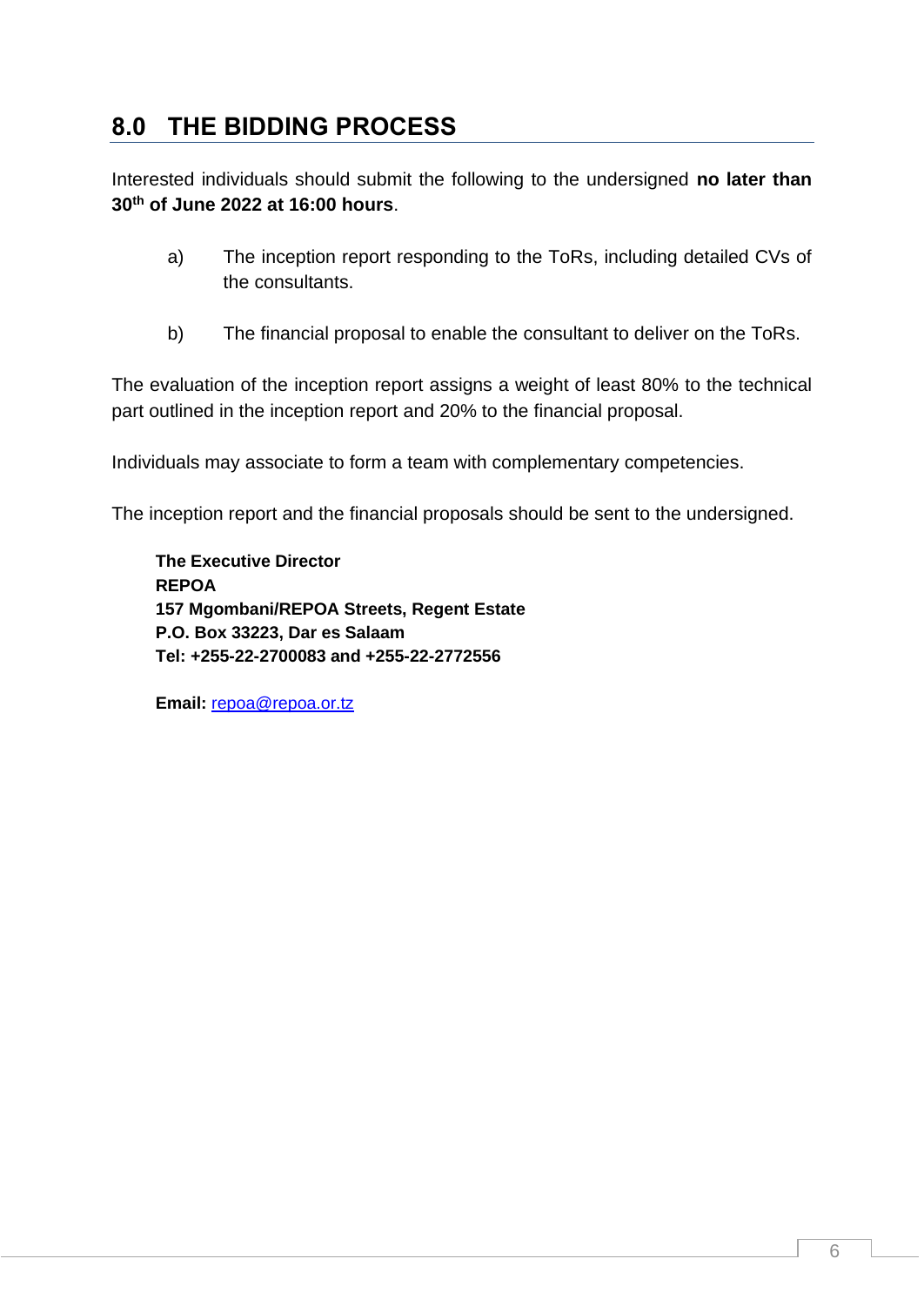## 8.0 THE BIDDING PROCESS

Interested individuals should submit the following to the undersigned **no later than 30th of June 2022 at 16:00 hours**.

a) The inception report responding to the ToRs, including detailed CVs of the consultants.

b) The financial proposal to enable the consultant to deliver on the ToRs.

The evaluation of the inception report assigns a weight of least 80% to the technical part outlined in the inception report and 20% to the financial proposal.

Individuals may associate to form a team with complementary competencies.

The inception report and the financial proposals should be sent to the undersigned.

**The Executive Director**
**REPOA**
**157 Mgombani/REPOA Streets, Regent Estate**
**P.O. Box 33223, Dar es Salaam**
**Tel: +255-22-2700083 and +255-22-2772556**

**Email:** repoa@repoa.or.tz